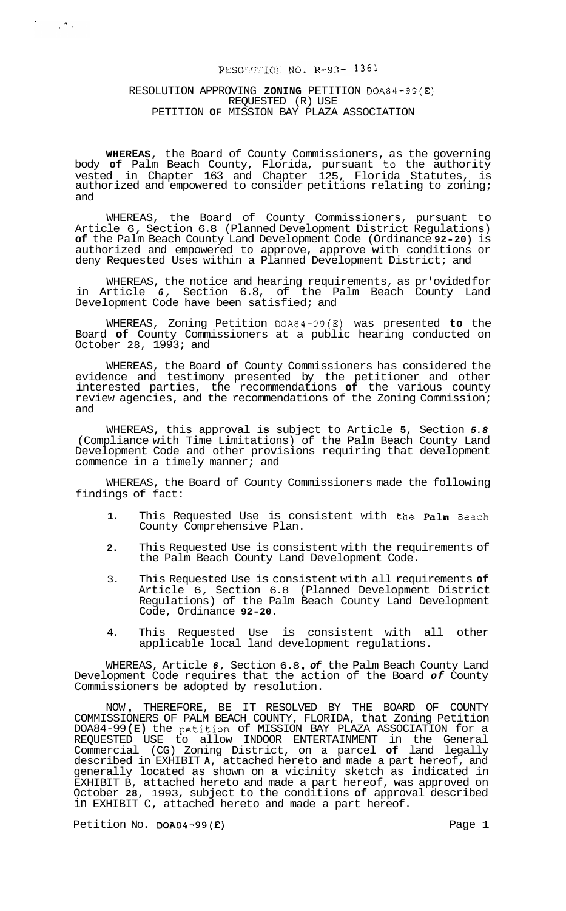RESOLUTION NO. R-93- 1361

# RESOLUTION APPROVING ZONING PETITION DOA84-99(E) REQUESTED (R) USE PETITION OF MISSION BAY PLAZA ASSOCIATION

**WHEREAS**, the Board of County Commissioners, as the governing body of Palm Beach County, Florida, pursuant to the authority vested in Chapter 163 and Chapter 125, Florida Statutes, is authorized and empowered to consider petitions relating to zoning; and

WHEREAS, the Board of County Commissioners, pursuant to Article 6, Section 6.8 (Planned Development District Regulations) of the Palm Beach County Land Development Code (Ordinance 92-20) is authorized and empowered to approve, approve with conditions or deny Requested Uses within a Planned Development District; and

WHEREAS, the notice and hearing requirements, as provided for in Article 6, Section 6.8, of the Palm Beach County Land Development Code have been satisfied; and

WHEREAS, Zoning Petition DOA84-99(E) was presented to the Board of County Commissioners at a public hearing conducted on October 28, 1993; and

WHEREAS, the Board of County Commissioners has considered the evidence and testimony presented by the petitioner and other interested parties, the recommendations of the various county review agencies, and the recommendations of the Zoning Commission; and

WHEREAS, this approval is subject to Article 5, Section 5.8 (Compliance with Time Limitations) of the Palm Beach County Land Development Code and other provisions requiring that development commence in a timely manner; and

WHEREAS, the Board of County Commissioners made the following findings of fact:

1. This Requested Use is consistent with the Palm Beach County Comprehensive Plan.
2. This Requested Use is consistent with the requirements of the Palm Beach County Land Development Code.
3. This Requested Use is consistent with all requirements of Article 6, Section 6.8 (Planned Development District Regulations) of the Palm Beach County Land Development Code, Ordinance 92-20.
4. This Requested Use is consistent with all other applicable local land development regulations.

WHEREAS, Article 6, Section 6.8, of the Palm Beach County Land Development Code requires that the action of the Board of County Commissioners be adopted by resolution.

NOW, THEREFORE, BE IT RESOLVED BY THE BOARD OF COUNTY COMMISSIONERS OF PALM BEACH COUNTY, FLORIDA, that Zoning Petition DOA84-99(E) the petition of MISSION BAY PLAZA ASSOCIATION for a REQUESTED USE to allow INDOOR ENTERTAINMENT in the General Commercial (CG) Zoning District, on a parcel of land legally described in EXHIBIT A, attached hereto and made a part hereof, and generally located as shown on a vicinity sketch as indicated in EXHIBIT B, attached hereto and made a part hereof, was approved on October 28, 1993, subject to the conditions of approval described in EXHIBIT C, attached hereto and made a part hereof.

Petition No. DOA84-99(E)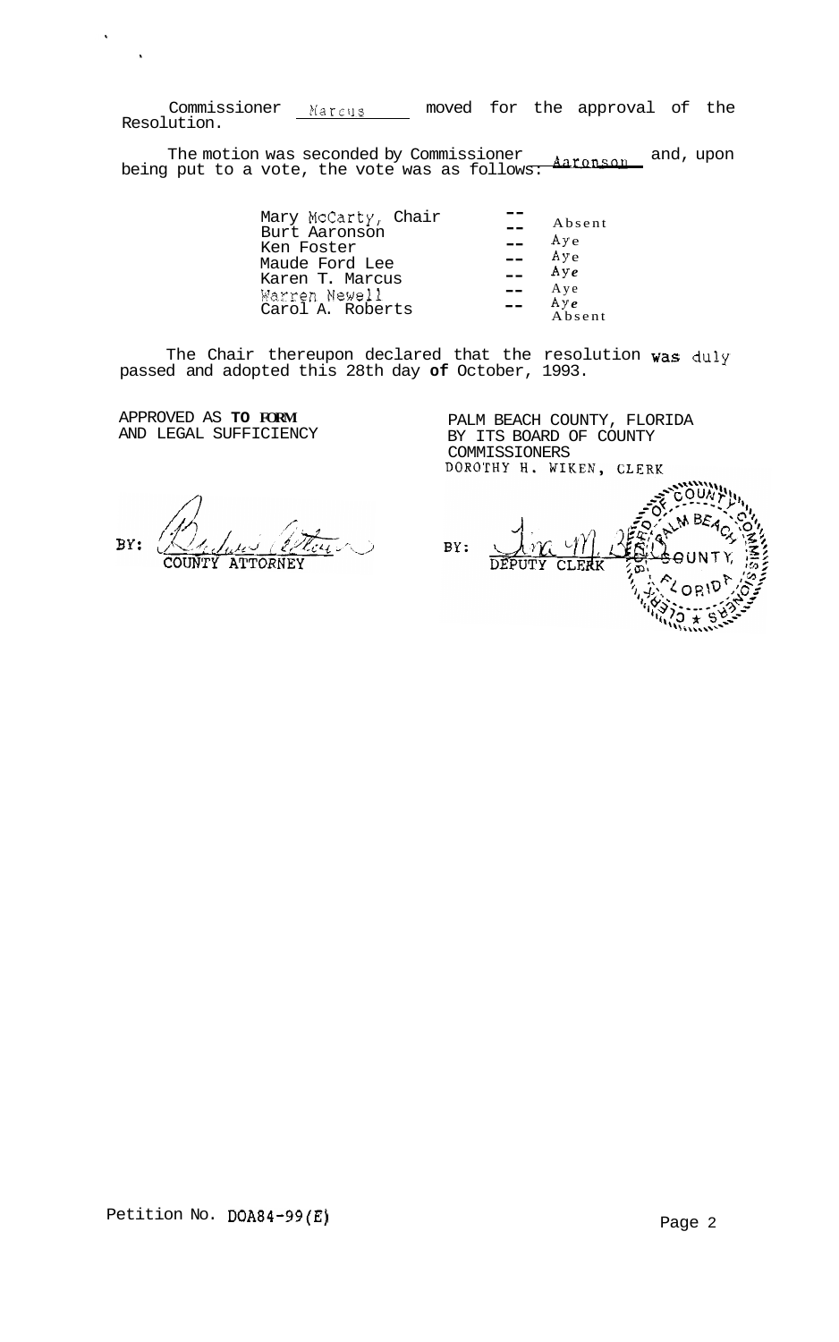Commissioner Marcus moved for the approval of the Resolution.

The motion was seconded by Commissioner Aaronson and, upon being put to a vote, the vote was as follows:

| | | |
|---|---|---|
| Mary McCarty, Chair | -- | Absent |
| Burt Aaronson | -- | Aye |
| Ken Foster | -- | Aye |
| Maude Ford Lee | -- | Aye |
| Karen T. Marcus | -- | Aye |
| Warren Newell | -- | Aye |
| Carol A. Roberts | -- | Absent |

The Chair thereupon declared that the resolution was duly passed and adopted this 28th day of October, 1993.

APPROVED AS TO FORM
AND LEGAL SUFFICIENCY

BY: COUNTY ATTORNEY

PALM BEACH COUNTY, FLORIDA
BY ITS BOARD OF COUNTY
COMMISSIONERS
DOROTHY H. WIKEN, CLERK

BY: DEPUTY CLERK

Petition No. DOA84-99(E)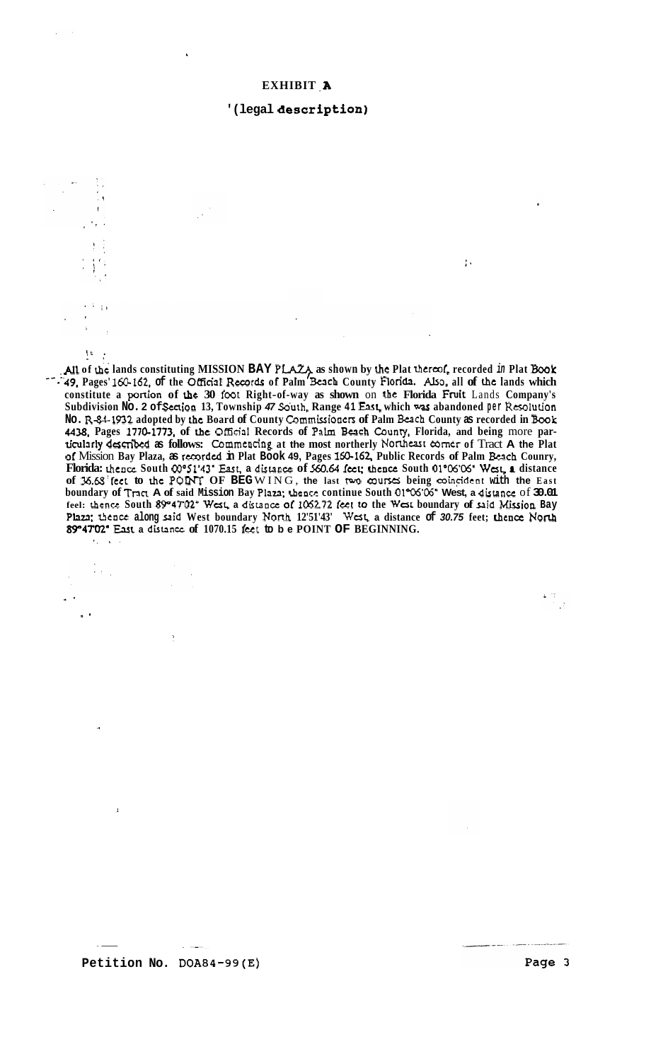**EXHIBIT A**

**(legal description)**

**All of the lands constituting MISSION BAY PLAZA as shown by the Plat thereof, recorded in Plat Book 49, Pages 160-162, of the Official Records of Palm Beach County Florida. Also, all of the lands which constitute a portion of the 30 foot Right-of-way as shown on the Florida Fruit Lands Company's Subdivision No. 2 of Section 13, Township 47 South, Range 41 East, which was abandoned per Resolution No. R-84-1932 adopted by the Board of County Commissioners of Palm Beach County as recorded in Book 4438, Pages 1770-1773, of the Official Records of Palm Beach County, Florida, and being more particularly described as follows: Commencing at the most northerly Northeast corner of Tract A the Plat of Mission Bay Plaza, as recorded in Plat Book 49, Pages 160-162, Public Records of Palm Beach County, Florida: thence South 00°51'43" East, a distance of 560.64 feet; thence South 01°06'06" West, a distance of 36.63 feet to the POINT OF BEGINNING, the last two courses being coincident with the East boundary of Tract A of said Mission Bay Plaza; thence continue South 01°06'06" West, a distance of 30.01 feet: thence South 89°47'02" West, a distance of 1062.72 feet to the West boundary of said Mission Bay Plaza; thence along said West boundary North 12'51'43" West, a distance of 30.75 feet; thence North 89°47'02" East a distance of 1070.15 feet to be POINT OF BEGINNING.**

Petition No. DOA84-99(E)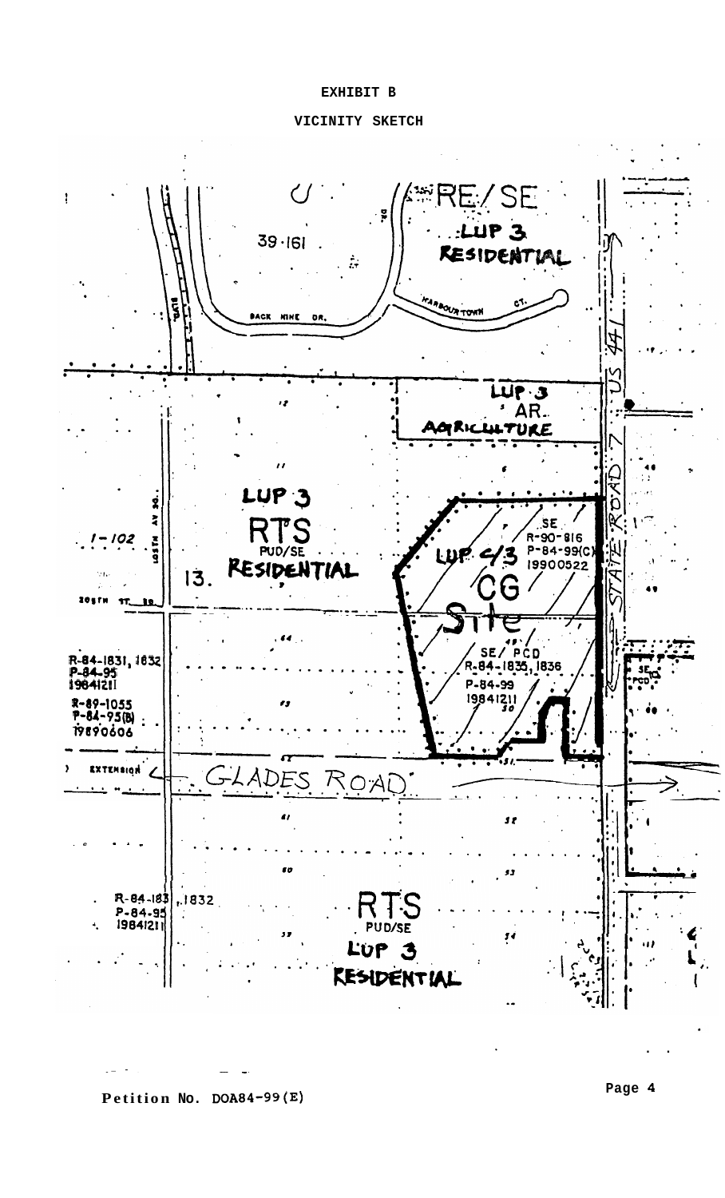EXHIBIT B

VICINITY SKETCH

RE/SE

LUP 3

RESIDENTIAL

39-161

BACK NINE DR.

HARBOURTOWN CT.

LUP 3

AR.

AGRICULTURE

US 441

STATE ROAD 7

LUP 3

RTS

PUD/SE

RESIDENTIAL

13.

1-102

LOSTH AV SO.

205TH ST. SO.

SE

R-90-816

P-84-99(C)

19900522

LUP 2/3

CG

Site

SE/PCD

R-84-1835, 1836

P-84-99

19841211

R-84-1831, 1832

P-84-95

19841211

R-89-1055

P-84-95(B)

19890606

SE PCD

EXTENSION

GLADES ROAD

R-84-1831, 1832

P-84-95

19841211

RTS

PUD/SE

LUP 3

RESIDENTIAL

Petition No. DOA84-99(E)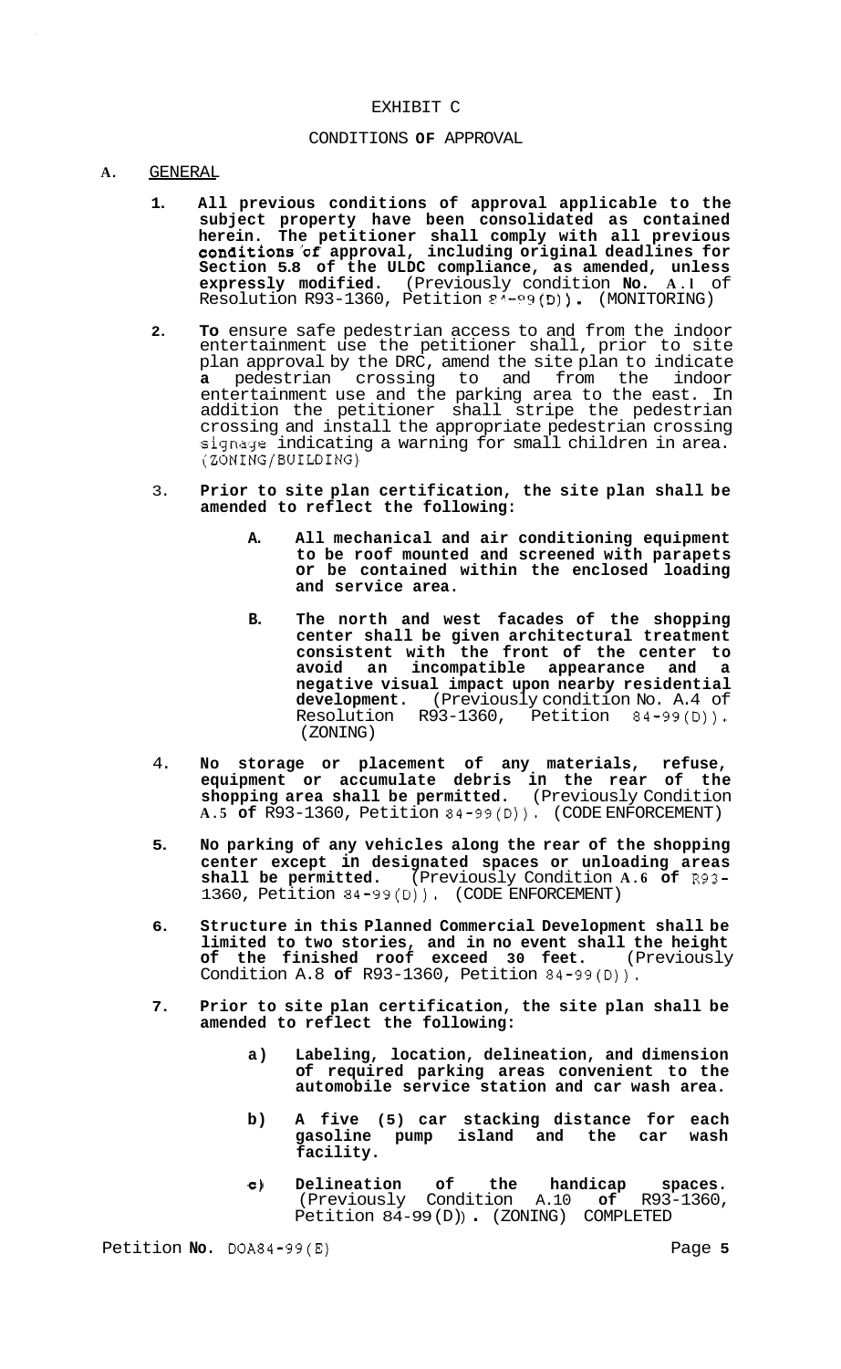EXHIBIT C

CONDITIONS **OF** APPROVAL

**A.** GENERAL

1. **All previous conditions of approval applicable to the subject property have been consolidated as contained herein. The petitioner shall comply with all previous conditions of approval, including original deadlines for Section 5.8 of the ULDC compliance, as amended, unless expressly modified.** (Previously condition **No. A.1** of Resolution R93-1360, Petition 84-99(D)). (MONITORING)

2. **To** ensure safe pedestrian access to and from the indoor entertainment use the petitioner shall, prior to site plan approval by the DRC, amend the site plan to indicate **a** pedestrian crossing to and from the indoor entertainment use and the parking area to the east. In addition the petitioner shall stripe the pedestrian crossing and install the appropriate pedestrian crossing signage indicating a warning for small children in area. (ZONING/BUILDING)

3. **Prior to site plan certification, the site plan shall be amended to reflect the following:**

   **A. All mechanical and air conditioning equipment to be roof mounted and screened with parapets or be contained within the enclosed loading and service area.**

   **B. The north and west facades of the shopping center shall be given architectural treatment consistent with the front of the center to avoid an incompatible appearance and a negative visual impact upon nearby residential development.** (Previously condition No. A.4 of Resolution R93-1360, Petition 84-99(D)). (ZONING)

4. **No storage or placement of any materials, refuse, equipment or accumulate debris in the rear of the shopping area shall be permitted.** (Previously Condition **A.5 of** R93-1360, Petition 84-99(D)). (CODE ENFORCEMENT)

5. **No parking of any vehicles along the rear of the shopping center except in designated spaces or unloading areas shall be permitted.** (Previously Condition **A.6 of** R93-1360, Petition 84-99(D)). (CODE ENFORCEMENT)

6. **Structure in this Planned Commercial Development shall be limited to two stories, and in no event shall the height of the finished roof exceed 30 feet.** (Previously Condition A.8 **of** R93-1360, Petition 84-99(D)).

7. **Prior to site plan certification, the site plan shall be amended to reflect the following:**

   **a) Labeling, location, delineation, and dimension of required parking areas convenient to the automobile service station and car wash area.**

   **b) A five (5) car stacking distance for each gasoline pump island and the car wash facility.**

   **c) Delineation of the handicap spaces.** (Previously Condition A.10 **of** R93-1360, Petition 84-99(D)). (ZONING) COMPLETED

Petition **No.** DOA84-99(E)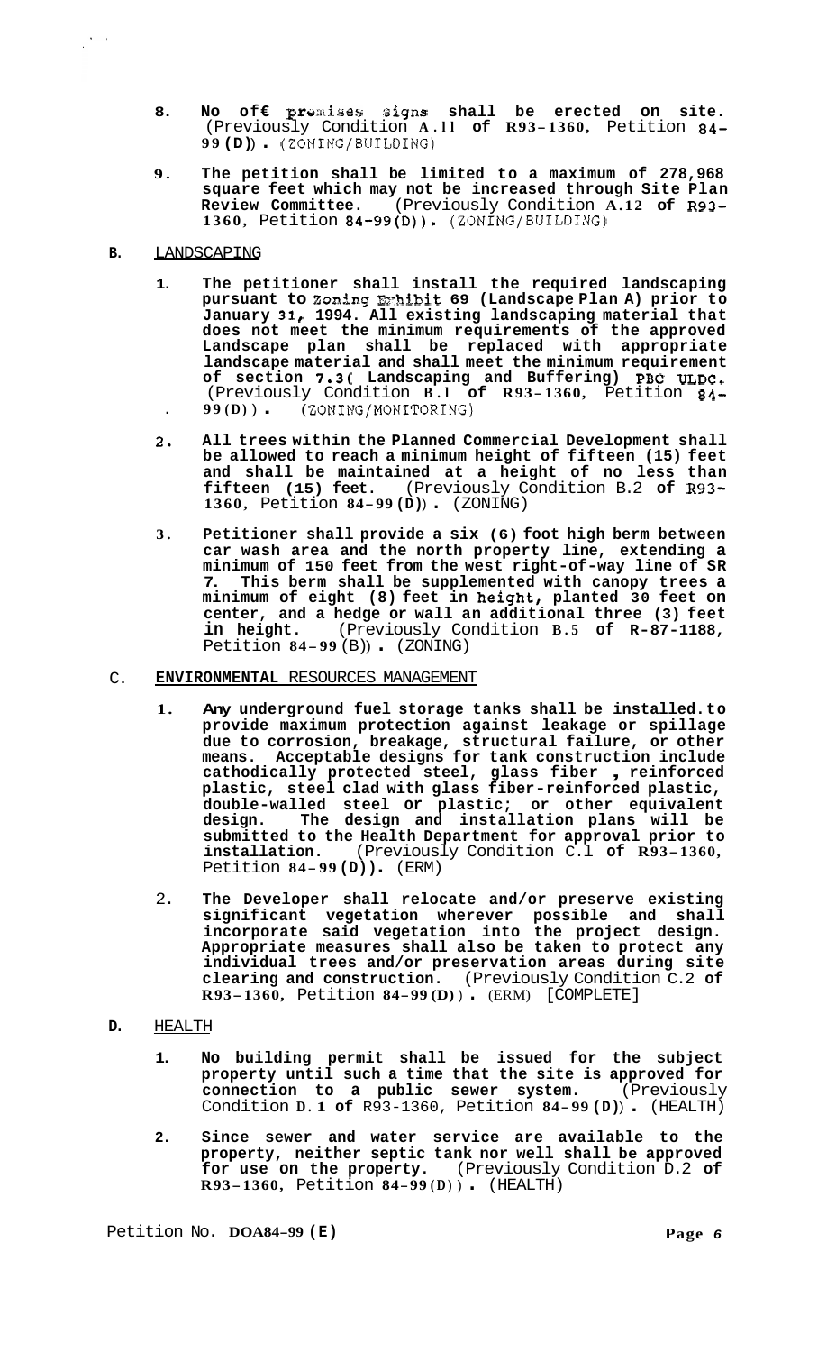8. **No off premises signs shall be erected on site.** (Previously Condition **A.11 of R93-1360**, Petition **84-99(D)**). (ZONING/BUILDING)

9. **The petition shall be limited to a maximum of 278,968 square feet which may not be increased through Site Plan Review Committee.** (Previously Condition **A.12 of R93-1360**, Petition **84-99(D)**). (ZONING/BUILDING)

**B.** LANDSCAPING

1. **The petitioner shall install the required landscaping pursuant to Zoning Exhibit 69 (Landscape Plan A) prior to January 31, 1994. All existing landscaping material that does not meet the minimum requirements of the approved Landscape plan shall be replaced with appropriate landscape material and shall meet the minimum requirement of section 7.3( Landscaping and Buffering) PBC ULDC.** (Previously Condition **B.1 of R93-1360**, Petition **84-99(D)**). (ZONING/MONITORING)

2. **All trees within the Planned Commercial Development shall be allowed to reach a minimum height of fifteen (15) feet and shall be maintained at a height of no less than fifteen (15) feet.** (Previously Condition B.2 **of R93-1360**, Petition **84-99(D)**). (ZONING)

3. **Petitioner shall provide a six (6) foot high berm between car wash area and the north property line, extending a minimum of 150 feet from the west right-of-way line of SR 7. This berm shall be supplemented with canopy trees a minimum of eight (8) feet in height, planted 30 feet on center, and a hedge or wall an additional three (3) feet in height.** (Previously Condition **B.5 of R-87-1188**, Petition **84-99**(B)). (ZONING)

C. **ENVIRONMENTAL** RESOURCES MANAGEMENT

1. **Any underground fuel storage tanks shall be installed to provide maximum protection against leakage or spillage due to corrosion, breakage, structural failure, or other means. Acceptable designs for tank construction include cathodically protected steel, glass fiber , reinforced plastic, steel clad with glass fiber-reinforced plastic, double-walled steel or plastic; or other equivalent design. The design and installation plans will be submitted to the Health Department for approval prior to installation.** (Previously Condition C.1 **of R93-1360**, Petition **84-99(D)**). (ERM)

2. **The Developer shall relocate and/or preserve existing significant vegetation wherever possible and shall incorporate said vegetation into the project design. Appropriate measures shall also be taken to protect any individual trees and/or preservation areas during site clearing and construction.** (Previously Condition C.2 **of R93-1360**, Petition **84-99(D)**). (ERM) [COMPLETE]

**D.** HEALTH

1. **No building permit shall be issued for the subject property until such a time that the site is approved for connection to a public sewer system.** (Previously Condition **D.1 of** R93-1360, Petition **84-99(D)**). (HEALTH)

2. **Since sewer and water service are available to the property, neither septic tank nor well shall be approved for use on the property.** (Previously Condition D.2 **of R93-1360**, Petition **84-99(D)**). (HEALTH)

Petition No. **DOA84-99 (E)**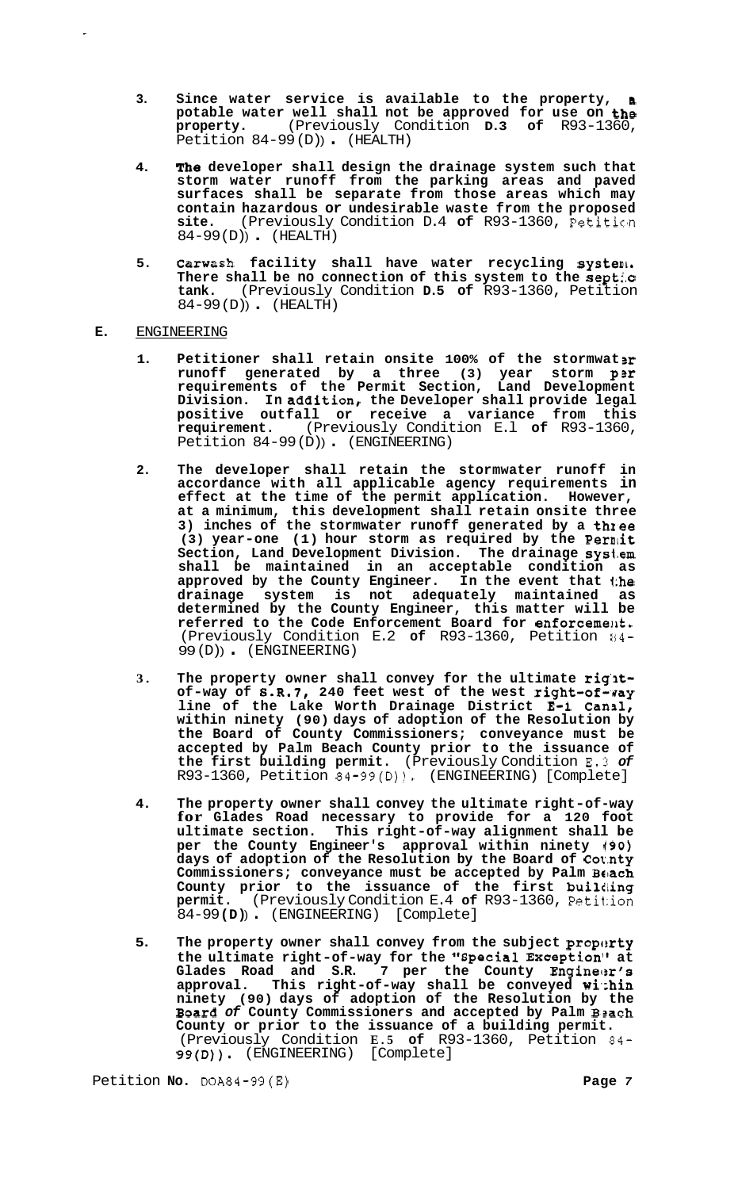3. **Since water service is available to the property, a potable water well shall not be approved for use on the property.** (Previously Condition **D.3 of** R93-1360, Petition 84-99(D)). (HEALTH)

4. **The developer shall design the drainage system such that storm water runoff from the parking areas and paved surfaces shall be separate from those areas which may contain hazardous or undesirable waste from the proposed site.** (Previously Condition D.4 **of** R93-1360, Petition 84-99(D)). (HEALTH)

5. **Carwash facility shall have water recycling system. There shall be no connection of this system to the septic tank.** (Previously Condition **D.5 of** R93-1360, Petition 84-99(D)). (HEALTH)

**E.** ENGINEERING

1. **Petitioner shall retain onsite 100% of the stormwater runoff generated by a three (3) year storm per requirements of the Permit Section, Land Development Division. In addition, the Developer shall provide legal positive outfall or receive a variance from this requirement.** (Previously Condition E.1 **of** R93-1360, Petition 84-99(D)). (ENGINEERING)

2. **The developer shall retain the stormwater runoff in accordance with all applicable agency requirements in effect at the time of the permit application. However, at a minimum, this development shall retain onsite three 3) inches of the stormwater runoff generated by a three (3) year-one (1) hour storm as required by the Permit Section, Land Development Division. The drainage system shall be maintained in an acceptable condition as approved by the County Engineer. In the event that the drainage system is not adequately maintained as determined by the County Engineer, this matter will be referred to the Code Enforcement Board for enforcement.** (Previously Condition E.2 **of** R93-1360, Petition 84-99(D)). (ENGINEERING)

3. **The property owner shall convey for the ultimate right-of-way of S.R.7, 240 feet west of the west right-of-way line of the Lake Worth Drainage District E-1 Canal, within ninety (90) days of adoption of the Resolution by the Board of County Commissioners; conveyance must be accepted by Palm Beach County prior to the issuance of the first building permit.** (Previously Condition E.3 *of* R93-1360, Petition 84-99(D)). (ENGINEERING) [Complete]

4. **The property owner shall convey the ultimate right-of-way for Glades Road necessary to provide for a 120 foot ultimate section. This right-of-way alignment shall be per the County Engineer's approval within ninety (90) days of adoption of the Resolution by the Board of County Commissioners; conveyance must be accepted by Palm Beach County prior to the issuance of the first building permit.** (Previously Condition E.4 **of** R93-1360, Petition 84-99**(D)**). (ENGINEERING) [Complete]

5. **The property owner shall convey from the subject property the ultimate right-of-way for the "Special Exception" at Glades Road and S.R. 7 per the County Engineer's approval. This right-of-way shall be conveyed within ninety (90) days of adoption of the Resolution by the Board *of* County Commissioners and accepted by Palm Beach County or prior to the issuance of a building permit.** (Previously Condition E.5 **of** R93-1360, Petition 84-99(D)). (ENGINEERING) [Complete]

Petition **No.** DOA84-99(E)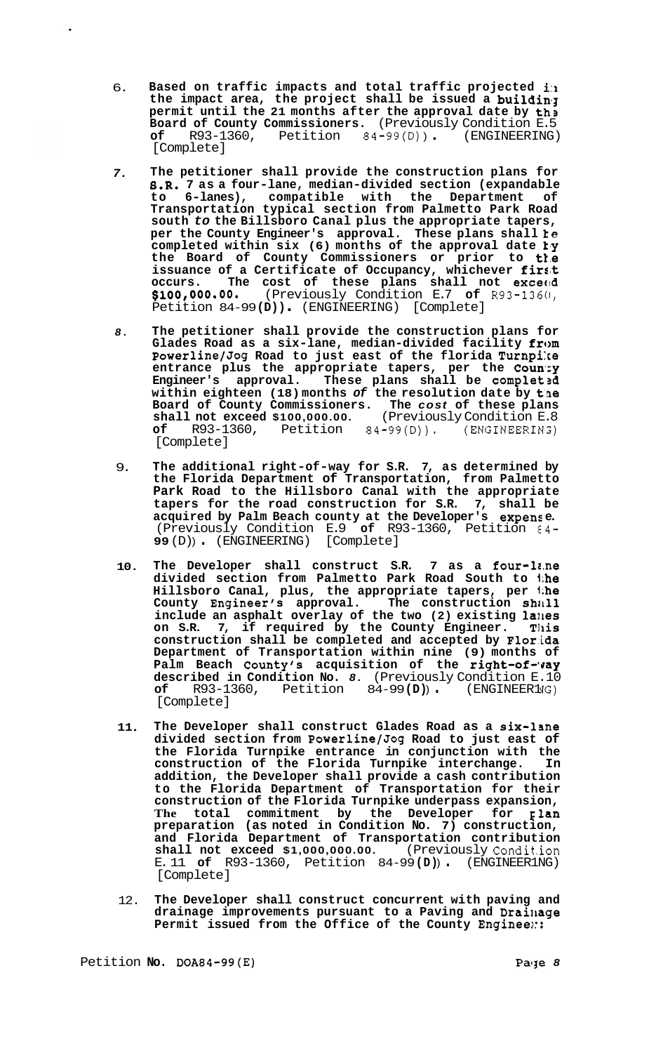6. **Based on traffic impacts and total traffic projected in the impact area, the project shall be issued a building permit until the 21 months after the approval date by the Board of County Commissioners.** (Previously Condition E.5 **of** R93-1360, Petition 84-99(D)). (ENGINEERING) [Complete]

7. **The petitioner shall provide the construction plans for S.R. 7 as a four-lane, median-divided section (expandable to 6-lanes), compatible with the Department of Transportation typical section from Palmetto Park Road south *to* the Billsboro Canal plus the appropriate tapers, per the County Engineer's approval. These plans shall be completed within six (6) months of the approval date by the Board of County Commissioners or prior to the issuance of a Certificate of Occupancy, whichever first occurs. The cost of these plans shall not exceed $100,000.00.** (Previously Condition E.7 **of** R93-1360, Petition 84-99**(D)).** (ENGINEERING) [Complete]

8. **The petitioner shall provide the construction plans for Glades Road as a six-lane, median-divided facility from Powerline/Jog Road to just east of the florida Turnpike entrance plus the appropriate tapers, per the County Engineer's approval. These plans shall be completed within eighteen (18) months *of* the resolution date by the Board of County Commissioners. The *cost* of these plans shall not exceed $100,000.00.** (Previously Condition E.8 **of** R93-1360, Petition 84-99(D)). (ENGINEERING) [Complete]

9. **The additional right-of-way for S.R. 7, as determined by the Florida Department of Transportation, from Palmetto Park Road to the Hillsboro Canal with the appropriate tapers for the road construction for S.R. 7, shall be acquired by Palm Beach county at the Developer's expense.** (Previously Condition E.9 **of** R93-1360, Petition 84-**99**(D)). (ENGINEERING) [Complete]

10. **The Developer shall construct S.R. 7 as a four-lane divided section from Palmetto Park Road South to the Hillsboro Canal, plus, the appropriate tapers, per the County Engineer's approval. The construction shall include an asphalt overlay of the two (2) existing lanes on S.R. 7, if required by the County Engineer. This construction shall be completed and accepted by Florida Department of Transportation within nine (9) months of Palm Beach County's acquisition of the right-of-way described in Condition No.** *8.* (Previously Condition E.10 **of** R93-1360, Petition 84-99**(D)).** (ENGINEERING) [Complete]

11. **The Developer shall construct Glades Road as a six-lane divided section from Powerline/Jog Road to just east of the Florida Turnpike entrance in conjunction with the construction of the Florida Turnpike interchange. In addition, the Developer shall provide a cash contribution to the Florida Department of Transportation for their construction of the Florida Turnpike underpass expansion, The total commitment by the Developer for plan preparation (as noted in Condition No. 7) construction, and Florida Department of Transportation contribution shall not exceed $1,000,000.00.** (Previously Condition E.11 **of** R93-1360, Petition 84-99**(D)).** (ENGINEERING) [Complete]

12. **The Developer shall construct concurrent with paving and drainage improvements pursuant to a Paving and Drainage Permit issued from the Office of the County Engineer:**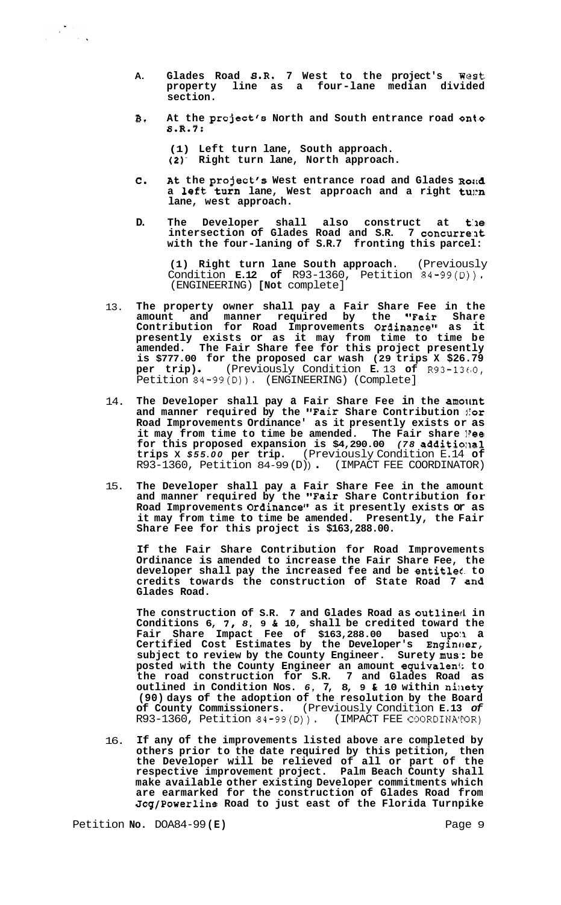A. **Glades Road S.R. 7 West to the project's West property line as a four-lane median divided section.**

B. **At the project's North and South entrance road onto S.R. 7:**

   **(1) Left turn lane, South approach.**
   **(2) Right turn lane, North approach.**

C. **At the project's West entrance road and Glades Road a left turn lane, West approach and a right turn lane, west approach.**

D. **The Developer shall also construct at the intersection of Glades Road and S.R. 7 concurrent with the four-laning of S.R.7 fronting this parcel:**

   **(1) Right turn lane South approach.** (Previously Condition **E.12 of** R93-1360, Petition 84-99(D)). (ENGINEERING) **[Not** complete]

13. **The property owner shall pay a Fair Share Fee in the amount and manner required by the "Fair Share Contribution for Road Improvements Ordinance" as it presently exists or as it may from time to time be amended. The Fair Share fee for this project presently is $777.00 for the proposed car wash (29 trips X $26.79 per trip).** (Previously Condition **E.** 13 **of** R93-1360, Petition 84-99(D)). (ENGINEERING) (Complete]

14. **The Developer shall pay a Fair Share Fee in the amount and manner required by the "Fair Share Contribution for Road Improvements Ordinance' as it presently exists or as it may from time to time be amended. The Fair share Fee for this proposed expansion is $4,290.00** *(78* **additional trips X** *$55.00* **per trip.** (Previously Condition E.14 **of** R93-1360, Petition 84-99(D)) **.** (IMPACT FEE COORDINATOR)

15. **The Developer shall pay a Fair Share Fee in the amount and manner required by the "Fair Share Contribution for Road Improvements Ordinance" as it presently exists or as it may from time to time be amended. Presently, the Fair Share Fee for this project is $163,288.00.**

    **If the Fair Share Contribution for Road Improvements Ordinance is amended to increase the Fair Share Fee, the developer shall pay the increased fee and be entitled to credits towards the construction of State Road 7 and Glades Road.**

    **The construction of S.R. 7 and Glades Road as outlined in Conditions 6, 7,** *8,* **9 & 10, shall be credited toward the Fair Share Impact Fee of $163,288.00 based upon a Certified Cost Estimates by the Developer's Engineer, subject to review by the County Engineer. Surety must be posted with the County Engineer an amount equivalent to the road construction for S.R. 7 and Glades Road as outlined in Condition Nos.** *6,* **7, 8, 9 & 10 within ninety (90) days of the adoption of the resolution by the Board of County Commissioners.** (Previously Condition **E.13** *of* R93-1360, Petition 84-99(D)). (IMPACT FEE COORDINATOR)

16. **If any of the improvements listed above are completed by others prior to the date required by this petition, then the Developer will be relieved of all or part of the respective improvement project. Palm Beach County shall make available other existing Developer commitments which are earmarked for the construction of Glades Road from Jog/Powerline Road to just east of the Florida Turnpike**

Petition **No.** DOA84-99 **(E)**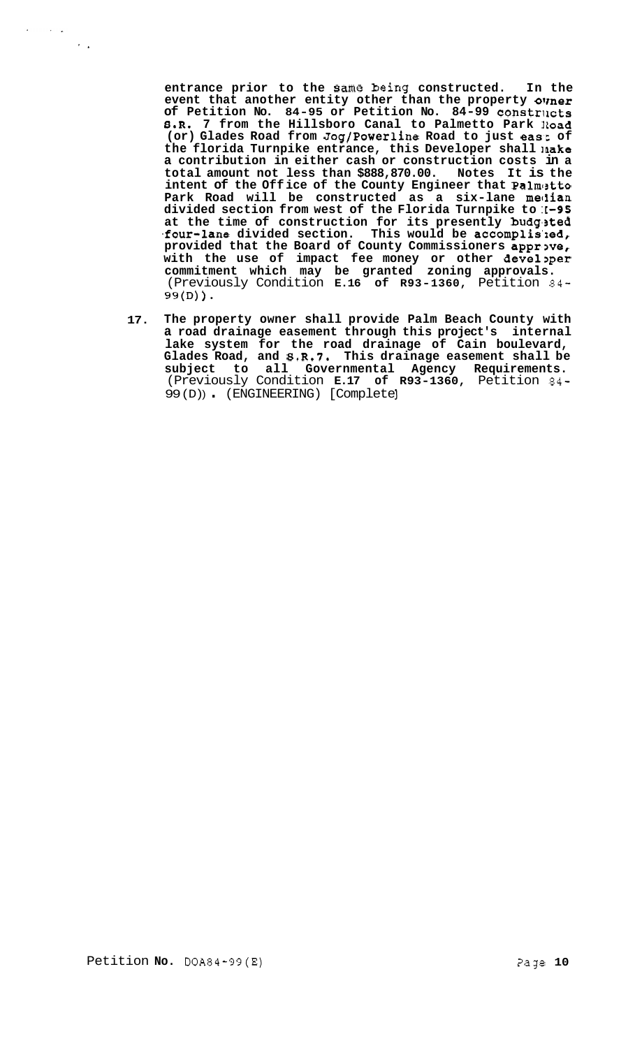**entrance prior to the same being constructed. In the event that another entity other than the property owner of Petition No. 84-95 or Petition No. 84-99 constructs S.R. 7 from the Hillsboro Canal to Palmetto Park Road (or) Glades Road from Jog/Powerline Road to just east of the florida Turnpike entrance, this Developer shall make a contribution in either cash or construction costs in a total amount not less than $888,870.00. Notes It is the intent of the Office of the County Engineer that Palmetto Park Road will be constructed as a six-lane median divided section from west of the Florida Turnpike to I-95 at the time of construction for its presently budgeted four-lane divided section. This would be accomplished, provided that the Board of County Commissioners approve, with the use of impact fee money or other developer commitment which may be granted zoning approvals.** (Previously Condition **E.16 of R93-1360**, Petition 84-99(D)).

17. **The property owner shall provide Palm Beach County with a road drainage easement through this project's internal lake system for the road drainage of Cain boulevard, Glades Road, and S.R.7. This drainage easement shall be subject to all Governmental Agency Requirements.** (Previously Condition **E.17 of R93-1360**, Petition 84-99(D)). (ENGINEERING) [Complete]

Petition No. DOA84-99(E)